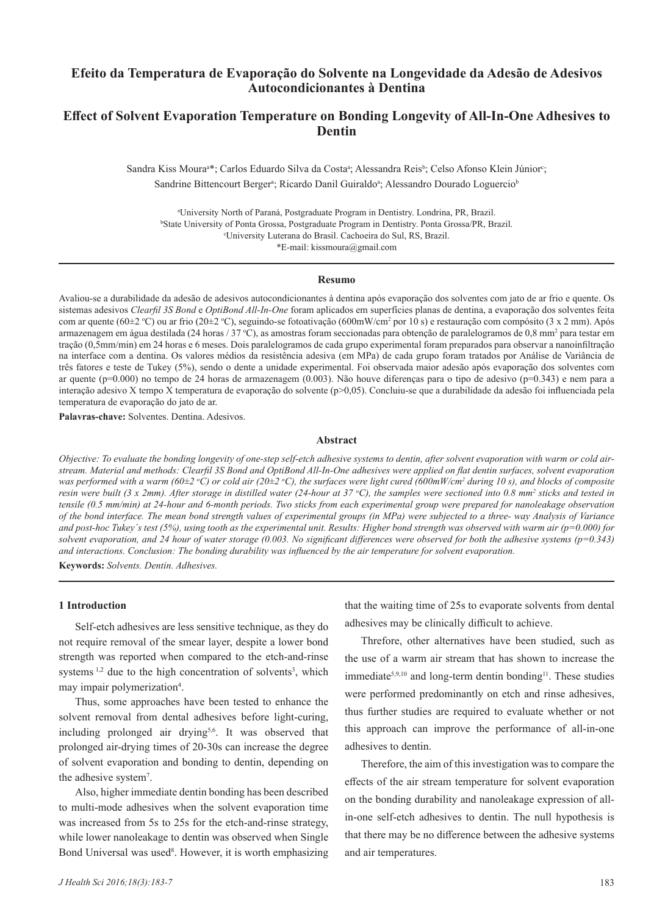# Efeito da Temperatura de Evaporação do Solvente na Longevidade da Adesão de Adesivos Autocondicionantes à Dentina

# Effect of Solvent Evaporation Temperature on Bonding Longevity of All-In-One Adhesives to Dentin

Sandra Kiss Moura[a]*; Carlos Eduardo Silva da Costa[a]; Alessandra Reis[b]; Celso Afonso Klein Júnior[c]; Sandrine Bittencourt Berger[a]; Ricardo Danil Guiraldo[a]; Alessandro Dourado Loguercio[b]

[a]University North of Paraná, Postgraduate Program in Dentistry. Londrina, PR, Brazil.
[b]State University of Ponta Grossa, Postgraduate Program in Dentistry. Ponta Grossa/PR, Brazil.
[c]University Luterana do Brasil. Cachoeira do Sul, RS, Brazil.
*E-mail: kissmoura@gmail.com

## Resumo

Avaliou-se a durabilidade da adesão de adesivos autocondicionantes à dentina após evaporação dos solventes com jato de ar frio e quente. Os sistemas adesivos *Clearfil 3S Bond* e *OptiBond All-In-One* foram aplicados em superfícies planas de dentina, a evaporação dos solventes feita com ar quente (60±2 ºC) ou ar frio (20±2 ºC), seguindo-se fotoativação (600mW/cm$^2$ por 10 s) e restauração com compósito (3 x 2 mm). Após armazenagem em água destilada (24 horas / 37 ºC), as amostras foram seccionadas para obtenção de paralelogramos de 0,8 mm$^2$ para testar em tração (0,5mm/min) em 24 horas e 6 meses. Dois paralelogramos de cada grupo experimental foram preparados para observar a nanoinfiltração na interface com a dentina. Os valores médios da resistência adesiva (em MPa) de cada grupo foram tratados por Análise de Variância de três fatores e teste de Tukey (5%), sendo o dente a unidade experimental. Foi observada maior adesão após evaporação dos solventes com ar quente (p=0.000) no tempo de 24 horas de armazenagem (0.003). Não houve diferenças para o tipo de adesivo (p=0.343) e nem para a interação adesivo X tempo X temperatura de evaporação do solvente (p>0,05). Concluiu-se que a durabilidade da adesão foi influenciada pela temperatura de evaporação do jato de ar.

**Palavras-chave:** Solventes. Dentina. Adesivos.

## Abstract

*Objective: To evaluate the bonding longevity of one-step self-etch adhesive systems to dentin, after solvent evaporation with warm or cold air-stream. Material and methods: Clearfil 3S Bond and OptiBond All-In-One adhesives were applied on flat dentin surfaces, solvent evaporation was performed with a warm (60±2 ºC) or cold air (20±2 ºC), the surfaces were light cured (600mW/cm$^2$ during 10 s), and blocks of composite resin were built (3 x 2mm). After storage in distilled water (24-hour at 37 ºC), the samples were sectioned into 0.8 mm$^2$ sticks and tested in tensile (0.5 mm/min) at 24-hour and 6-month periods. Two sticks from each experimental group were prepared for nanoleakage observation of the bond interface. The mean bond strength values of experimental groups (in MPa) were subjected to a three- way Analysis of Variance and post-hoc Tukey's test (5%), using tooth as the experimental unit. Results: Higher bond strength was observed with warm air (p=0.000) for solvent evaporation, and 24 hour of water storage (0.003. No significant differences were observed for both the adhesive systems (p=0.343) and interactions. Conclusion: The bonding durability was influenced by the air temperature for solvent evaporation.*

**Keywords:** *Solvents. Dentin. Adhesives.*

## 1 Introduction

Self-etch adhesives are less sensitive technique, as they do not require removal of the smear layer, despite a lower bond strength was reported when compared to the etch-and-rinse systems [1,2] due to the high concentration of solvents[3], which may impair polymerization[4].

Thus, some approaches have been tested to enhance the solvent removal from dental adhesives before light-curing, including prolonged air drying[5,6]. It was observed that prolonged air-drying times of 20-30s can increase the degree of solvent evaporation and bonding to dentin, depending on the adhesive system[7].

Also, higher immediate dentin bonding has been described to multi-mode adhesives when the solvent evaporation time was increased from 5s to 25s for the etch-and-rinse strategy, while lower nanoleakage to dentin was observed when Single Bond Universal was used[8]. However, it is worth emphasizing that the waiting time of 25s to evaporate solvents from dental adhesives may be clinically difficult to achieve.

Threfore, other alternatives have been studied, such as the use of a warm air stream that has shown to increase the immediate[5,9,10] and long-term dentin bonding[11]. These studies were performed predominantly on etch and rinse adhesives, thus further studies are required to evaluate whether or not this approach can improve the performance of all-in-one adhesives to dentin.

Therefore, the aim of this investigation was to compare the effects of the air stream temperature for solvent evaporation on the bonding durability and nanoleakage expression of all-in-one self-etch adhesives to dentin. The null hypothesis is that there may be no difference between the adhesive systems and air temperatures.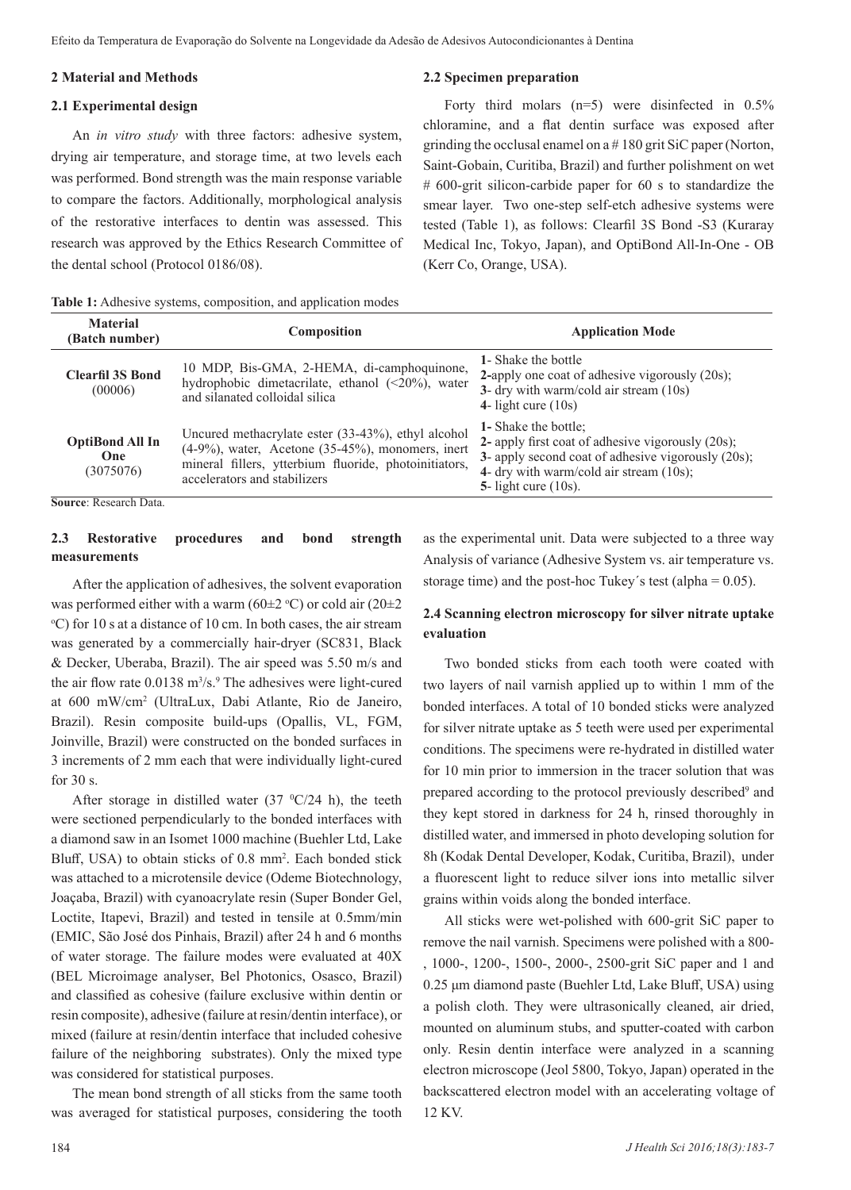## 2 Material and Methods

### 2.1 Experimental design

An *in vitro study* with three factors: adhesive system, drying air temperature, and storage time, at two levels each was performed. Bond strength was the main response variable to compare the factors. Additionally, morphological analysis of the restorative interfaces to dentin was assessed. This research was approved by the Ethics Research Committee of the dental school (Protocol 0186/08).

### 2.2 Specimen preparation

Forty third molars (n=5) were disinfected in 0.5% chloramine, and a flat dentin surface was exposed after grinding the occlusal enamel on a # 180 grit SiC paper (Norton, Saint-Gobain, Curitiba, Brazil) and further polishment on wet # 600-grit silicon-carbide paper for 60 s to standardize the smear layer. Two one-step self-etch adhesive systems were tested (Table 1), as follows: Clearfil 3S Bond -S3 (Kuraray Medical Inc, Tokyo, Japan), and OptiBond All-In-One - OB (Kerr Co, Orange, USA).

**Table 1:** Adhesive systems, composition, and application modes

| Material (Batch number) | Composition | Application Mode |
|---|---|---|
| **Clearfil 3S Bond** (00006) | 10 MDP, Bis-GMA, 2-HEMA, di-camphoquinone, hydrophobic dimetacrilate, ethanol (<20%), water and silanated colloidal silica | **1**- Shake the bottle **2-**apply one coat of adhesive vigorously (20s); **3**- dry with warm/cold air stream (10s) **4**- light cure (10s) |
| **OptiBond All In One** (3075076) | Uncured methacrylate ester (33-43%), ethyl alcohol (4-9%), water, Acetone (35-45%), monomers, inert mineral fillers, ytterbium fluoride, photoinitiators, accelerators and stabilizers | **1-** Shake the bottle; **2-** apply first coat of adhesive vigorously (20s); **3**- apply second coat of adhesive vigorously (20s); **4**- dry with warm/cold air stream (10s); **5**- light cure (10s). |

**Source**: Research Data.

### 2.3 Restorative procedures and bond strength measurements

After the application of adhesives, the solvent evaporation was performed either with a warm (60±2 ºC) or cold air (20±2 ºC) for 10 s at a distance of 10 cm. In both cases, the air stream was generated by a commercially hair-dryer (SC831, Black & Decker, Uberaba, Brazil). The air speed was 5.50 m/s and the air flow rate 0.0138 $m^3/s$.[9] The adhesives were light-cured at 600 $mW/cm^2$ (UltraLux, Dabi Atlante, Rio de Janeiro, Brazil). Resin composite build-ups (Opallis, VL, FGM, Joinville, Brazil) were constructed on the bonded surfaces in 3 increments of 2 mm each that were individually light-cured for 30 s.

After storage in distilled water (37 ºC/24 h), the teeth were sectioned perpendicularly to the bonded interfaces with a diamond saw in an Isomet 1000 machine (Buehler Ltd, Lake Bluff, USA) to obtain sticks of 0.8 $mm^2$. Each bonded stick was attached to a microtensile device (Odeme Biotechnology, Joaçaba, Brazil) with cyanoacrylate resin (Super Bonder Gel, Loctite, Itapevi, Brazil) and tested in tensile at 0.5mm/min (EMIC, São José dos Pinhais, Brazil) after 24 h and 6 months of water storage. The failure modes were evaluated at 40X (BEL Microimage analyser, Bel Photonics, Osasco, Brazil) and classified as cohesive (failure exclusive within dentin or resin composite), adhesive (failure at resin/dentin interface), or mixed (failure at resin/dentin interface that included cohesive failure of the neighboring substrates). Only the mixed type was considered for statistical purposes.

The mean bond strength of all sticks from the same tooth was averaged for statistical purposes, considering the tooth as the experimental unit. Data were subjected to a three way Analysis of variance (Adhesive System vs. air temperature vs. storage time) and the post-hoc Tukey´s test (alpha = 0.05).

### 2.4 Scanning electron microscopy for silver nitrate uptake evaluation

Two bonded sticks from each tooth were coated with two layers of nail varnish applied up to within 1 mm of the bonded interfaces. A total of 10 bonded sticks were analyzed for silver nitrate uptake as 5 teeth were used per experimental conditions. The specimens were re-hydrated in distilled water for 10 min prior to immersion in the tracer solution that was prepared according to the protocol previously described[9] and they kept stored in darkness for 24 h, rinsed thoroughly in distilled water, and immersed in photo developing solution for 8h (Kodak Dental Developer, Kodak, Curitiba, Brazil), under a fluorescent light to reduce silver ions into metallic silver grains within voids along the bonded interface.

All sticks were wet-polished with 600-grit SiC paper to remove the nail varnish. Specimens were polished with a 800-, 1000-, 1200-, 1500-, 2000-, 2500-grit SiC paper and 1 and 0.25 μm diamond paste (Buehler Ltd, Lake Bluff, USA) using a polish cloth. They were ultrasonically cleaned, air dried, mounted on aluminum stubs, and sputter-coated with carbon only. Resin dentin interface were analyzed in a scanning electron microscope (Jeol 5800, Tokyo, Japan) operated in the backscattered electron model with an accelerating voltage of 12 KV.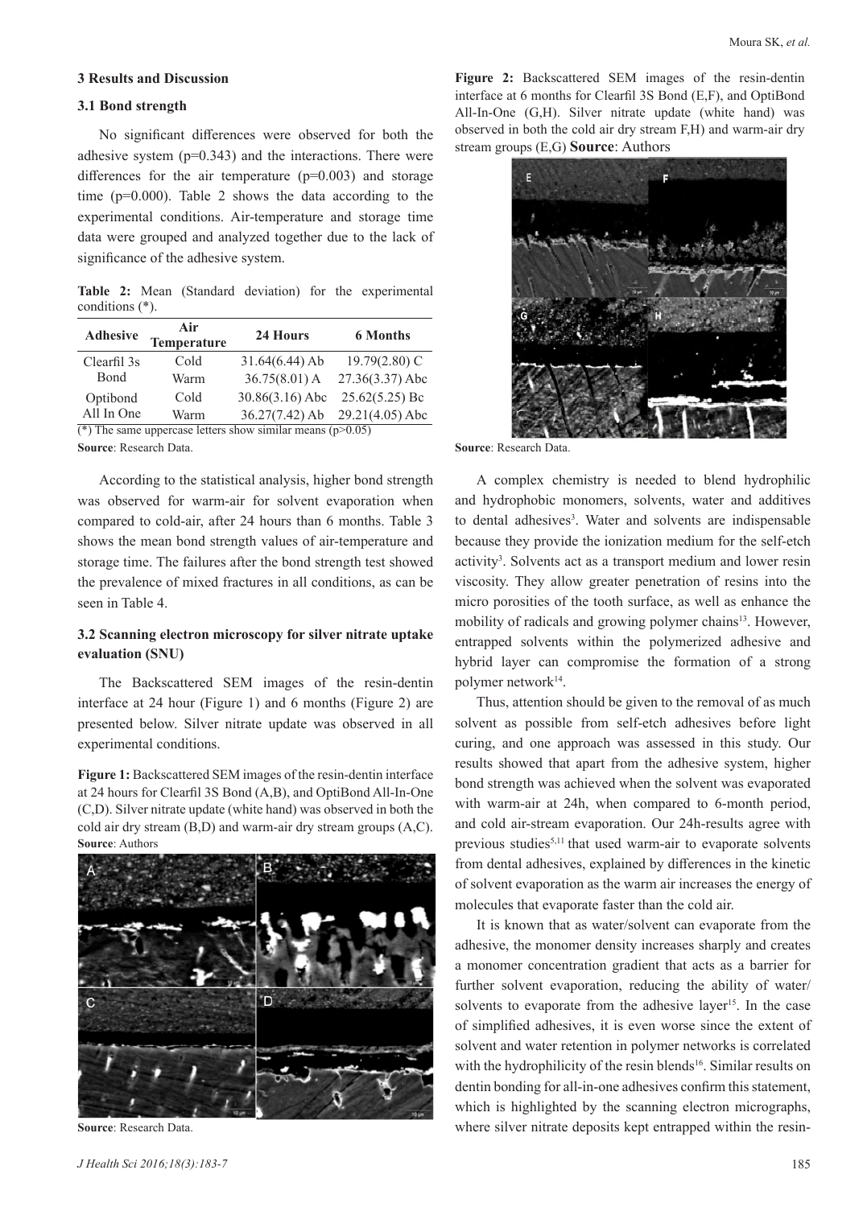### 3 Results and Discussion

### 3.1 Bond strength

No significant differences were observed for both the adhesive system (p=0.343) and the interactions. There were differences for the air temperature (p=0.003) and storage time (p=0.000). Table 2 shows the data according to the experimental conditions. Air-temperature and storage time data were grouped and analyzed together due to the lack of significance of the adhesive system.

**Table 2:** Mean (Standard deviation) for the experimental conditions (*).

| Adhesive | Air Temperature | 24 Hours | 6 Months |
|---|---|---|---|
| Clearfil 3s Bond | Cold | 31.64(6.44) Ab | 19.79(2.80) C |
| | Warm | 36.75(8.01) A | 27.36(3.37) Abc |
| Optibond All In One | Cold | 30.86(3.16) Abc | 25.62(5.25) Bc |
| | Warm | 36.27(7.42) Ab | 29.21(4.05) Abc |

(*) The same uppercase letters show similar means (p>0.05)

**Source**: Research Data.

According to the statistical analysis, higher bond strength was observed for warm-air for solvent evaporation when compared to cold-air, after 24 hours than 6 months. Table 3 shows the mean bond strength values of air-temperature and storage time. The failures after the bond strength test showed the prevalence of mixed fractures in all conditions, as can be seen in Table 4.

### 3.2 Scanning electron microscopy for silver nitrate uptake evaluation (SNU)

The Backscattered SEM images of the resin-dentin interface at 24 hour (Figure 1) and 6 months (Figure 2) are presented below. Silver nitrate update was observed in all experimental conditions.

**Figure 1:** Backscattered SEM images of the resin-dentin interface at 24 hours for Clearfil 3S Bond (A,B), and OptiBond All-In-One (C,D). Silver nitrate update (white hand) was observed in both the cold air dry stream (B,D) and warm-air dry stream groups (A,C). **Source**: Authors

**Source**: Research Data.

**Figure 2:** Backscattered SEM images of the resin-dentin interface at 6 months for Clearfil 3S Bond (E,F), and OptiBond All-In-One (G,H). Silver nitrate update (white hand) was observed in both the cold air dry stream F,H) and warm-air dry stream groups (E,G) **Source**: Authors

**Source**: Research Data.

A complex chemistry is needed to blend hydrophilic and hydrophobic monomers, solvents, water and additives to dental adhesives[3]. Water and solvents are indispensable because they provide the ionization medium for the self-etch activity[3]. Solvents act as a transport medium and lower resin viscosity. They allow greater penetration of resins into the micro porosities of the tooth surface, as well as enhance the mobility of radicals and growing polymer chains[13]. However, entrapped solvents within the polymerized adhesive and hybrid layer can compromise the formation of a strong polymer network[14].

Thus, attention should be given to the removal of as much solvent as possible from self-etch adhesives before light curing, and one approach was assessed in this study. Our results showed that apart from the adhesive system, higher bond strength was achieved when the solvent was evaporated with warm-air at 24h, when compared to 6-month period, and cold air-stream evaporation. Our 24h-results agree with previous studies[5,11] that used warm-air to evaporate solvents from dental adhesives, explained by differences in the kinetic of solvent evaporation as the warm air increases the energy of molecules that evaporate faster than the cold air.

It is known that as water/solvent can evaporate from the adhesive, the monomer density increases sharply and creates a monomer concentration gradient that acts as a barrier for further solvent evaporation, reducing the ability of water/solvents to evaporate from the adhesive layer[15]. In the case of simplified adhesives, it is even worse since the extent of solvent and water retention in polymer networks is correlated with the hydrophilicity of the resin blends[16]. Similar results on dentin bonding for all-in-one adhesives confirm this statement, which is highlighted by the scanning electron micrographs, where silver nitrate deposits kept entrapped within the resin-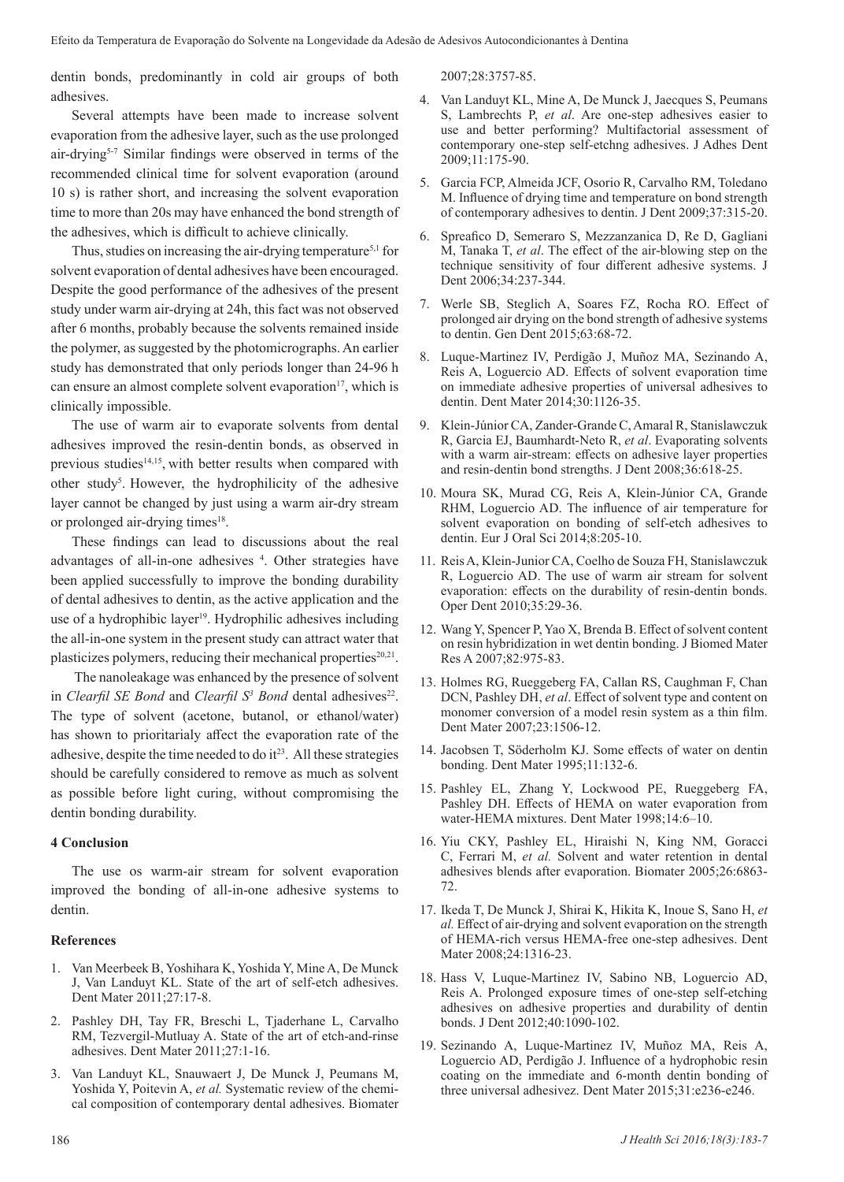dentin bonds, predominantly in cold air groups of both adhesives.

Several attempts have been made to increase solvent evaporation from the adhesive layer, such as the use prolonged air-drying[5-7] Similar findings were observed in terms of the recommended clinical time for solvent evaporation (around 10 s) is rather short, and increasing the solvent evaporation time to more than 20s may have enhanced the bond strength of the adhesives, which is difficult to achieve clinically.

Thus, studies on increasing the air-drying temperature[5,1] for solvent evaporation of dental adhesives have been encouraged. Despite the good performance of the adhesives of the present study under warm air-drying at 24h, this fact was not observed after 6 months, probably because the solvents remained inside the polymer, as suggested by the photomicrographs. An earlier study has demonstrated that only periods longer than 24-96 h can ensure an almost complete solvent evaporation[17], which is clinically impossible.

The use of warm air to evaporate solvents from dental adhesives improved the resin-dentin bonds, as observed in previous studies[14,15], with better results when compared with other study[5]. However, the hydrophilicity of the adhesive layer cannot be changed by just using a warm air-dry stream or prolonged air-drying times[18].

These findings can lead to discussions about the real advantages of all-in-one adhesives [4]. Other strategies have been applied successfully to improve the bonding durability of dental adhesives to dentin, as the active application and the use of a hydrophibic layer[19]. Hydrophilic adhesives including the all-in-one system in the present study can attract water that plasticizes polymers, reducing their mechanical properties[20,21].

The nanoleakage was enhanced by the presence of solvent in *Clearfil SE Bond* and *Clearfil S³ Bond* dental adhesives[22]. The type of solvent (acetone, butanol, or ethanol/water) has shown to prioritarialy affect the evaporation rate of the adhesive, despite the time needed to do it[23]. All these strategies should be carefully considered to remove as much as solvent as possible before light curing, without compromising the dentin bonding durability.

## 4 Conclusion

The use os warm-air stream for solvent evaporation improved the bonding of all-in-one adhesive systems to dentin.

## References

1. Van Meerbeek B, Yoshihara K, Yoshida Y, Mine A, De Munck J, Van Landuyt KL. State of the art of self-etch adhesives. Dent Mater 2011;27:17-8.
2. Pashley DH, Tay FR, Breschi L, Tjaderhane L, Carvalho RM, Tezvergil-Mutluay A. State of the art of etch-and-rinse adhesives. Dent Mater 2011;27:1-16.
3. Van Landuyt KL, Snauwaert J, De Munck J, Peumans M, Yoshida Y, Poitevin A, *et al.* Systematic review of the chemical composition of contemporary dental adhesives. Biomater 2007;28:3757-85.
4. Van Landuyt KL, Mine A, De Munck J, Jaecques S, Peumans S, Lambrechts P, *et al*. Are one-step adhesives easier to use and better performing? Multifactorial assessment of contemporary one-step self-etchng adhesives. J Adhes Dent 2009;11:175-90.
5. Garcia FCP, Almeida JCF, Osorio R, Carvalho RM, Toledano M. Influence of drying time and temperature on bond strength of contemporary adhesives to dentin. J Dent 2009;37:315-20.
6. Spreafico D, Semeraro S, Mezzanzanica D, Re D, Gagliani M, Tanaka T, *et al*. The effect of the air-blowing step on the technique sensitivity of four different adhesive systems. J Dent 2006;34:237-344.
7. Werle SB, Steglich A, Soares FZ, Rocha RO. Effect of prolonged air drying on the bond strength of adhesive systems to dentin. Gen Dent 2015;63:68-72.
8. Luque-Martinez IV, Perdigão J, Muñoz MA, Sezinando A, Reis A, Loguercio AD. Effects of solvent evaporation time on immediate adhesive properties of universal adhesives to dentin. Dent Mater 2014;30:1126-35.
9. Klein-Júnior CA, Zander-Grande C, Amaral R, Stanislawczuk R, Garcia EJ, Baumhardt-Neto R, *et al*. Evaporating solvents with a warm air-stream: effects on adhesive layer properties and resin-dentin bond strengths. J Dent 2008;36:618-25.
10. Moura SK, Murad CG, Reis A, Klein-Júnior CA, Grande RHM, Loguercio AD. The influence of air temperature for solvent evaporation on bonding of self-etch adhesives to dentin. Eur J Oral Sci 2014;8:205-10.
11. Reis A, Klein-Junior CA, Coelho de Souza FH, Stanislawczuk R, Loguercio AD. The use of warm air stream for solvent evaporation: effects on the durability of resin-dentin bonds. Oper Dent 2010;35:29-36.
12. Wang Y, Spencer P, Yao X, Brenda B. Effect of solvent content on resin hybridization in wet dentin bonding. J Biomed Mater Res A 2007;82:975-83.
13. Holmes RG, Rueggeberg FA, Callan RS, Caughman F, Chan DCN, Pashley DH, *et al*. Effect of solvent type and content on monomer conversion of a model resin system as a thin film. Dent Mater 2007;23:1506-12.
14. Jacobsen T, Söderholm KJ. Some effects of water on dentin bonding. Dent Mater 1995;11:132-6.
15. Pashley EL, Zhang Y, Lockwood PE, Rueggeberg FA, Pashley DH. Effects of HEMA on water evaporation from water-HEMA mixtures. Dent Mater 1998;14:6–10.
16. Yiu CKY, Pashley EL, Hiraishi N, King NM, Goracci C, Ferrari M, *et al.* Solvent and water retention in dental adhesives blends after evaporation. Biomater 2005;26:6863-72.
17. Ikeda T, De Munck J, Shirai K, Hikita K, Inoue S, Sano H, *et al.* Effect of air-drying and solvent evaporation on the strength of HEMA-rich versus HEMA-free one-step adhesives. Dent Mater 2008;24:1316-23.
18. Hass V, Luque-Martinez IV, Sabino NB, Loguercio AD, Reis A. Prolonged exposure times of one-step self-etching adhesives on adhesive properties and durability of dentin bonds. J Dent 2012;40:1090-102.
19. Sezinando A, Luque-Martinez IV, Muñoz MA, Reis A, Loguercio AD, Perdigão J. Influence of a hydrophobic resin coating on the immediate and 6-month dentin bonding of three universal adhesivez. Dent Mater 2015;31:e236-e246.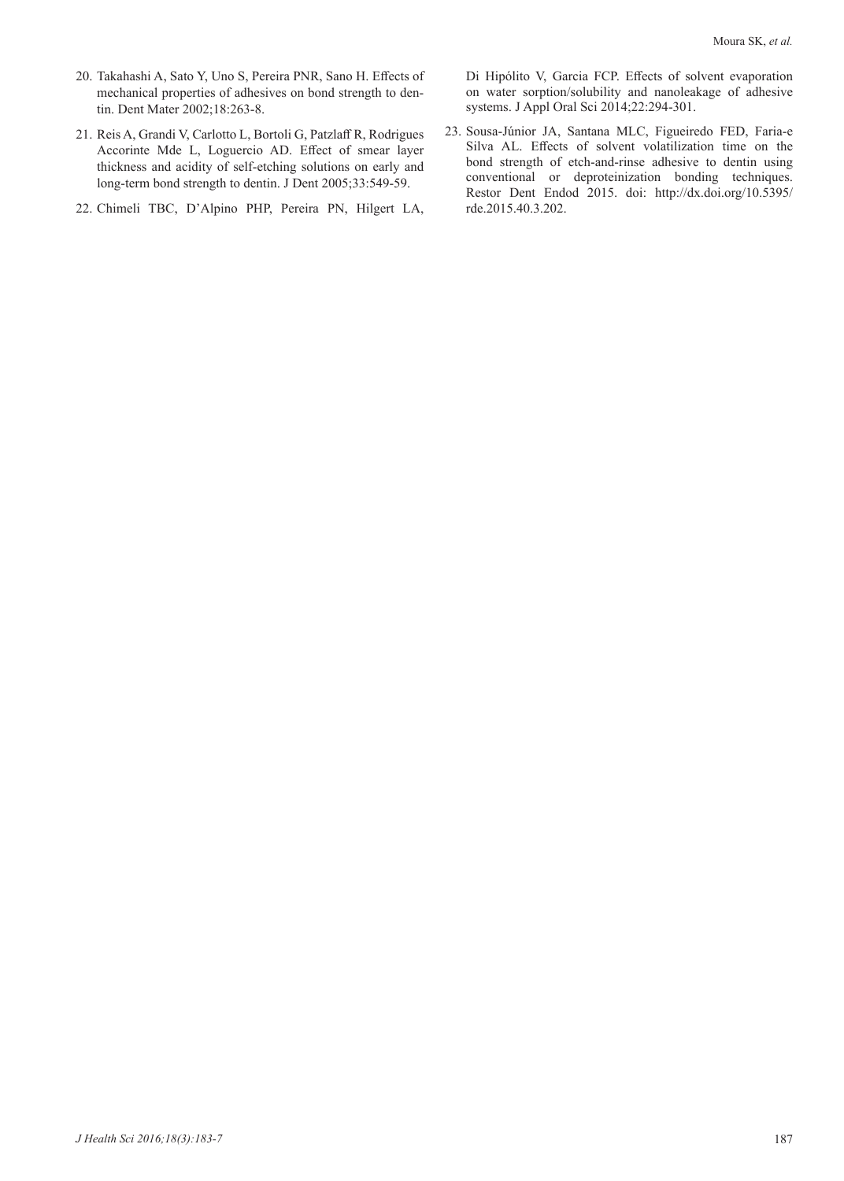20. Takahashi A, Sato Y, Uno S, Pereira PNR, Sano H. Effects of mechanical properties of adhesives on bond strength to dentin. Dent Mater 2002;18:263-8.

21. Reis A, Grandi V, Carlotto L, Bortoli G, Patzlaff R, Rodrigues Accorinte Mde L, Loguercio AD. Effect of smear layer thickness and acidity of self-etching solutions on early and long-term bond strength to dentin. J Dent 2005;33:549-59.

22. Chimeli TBC, D'Alpino PHP, Pereira PN, Hilgert LA, Di Hipólito V, Garcia FCP. Effects of solvent evaporation on water sorption/solubility and nanoleakage of adhesive systems. J Appl Oral Sci 2014;22:294-301.

23. Sousa-Júnior JA, Santana MLC, Figueiredo FED, Faria-e Silva AL. Effects of solvent volatilization time on the bond strength of etch-and-rinse adhesive to dentin using conventional or deproteinization bonding techniques. Restor Dent Endod 2015. doi: http://dx.doi.org/10.5395/rde.2015.40.3.202.